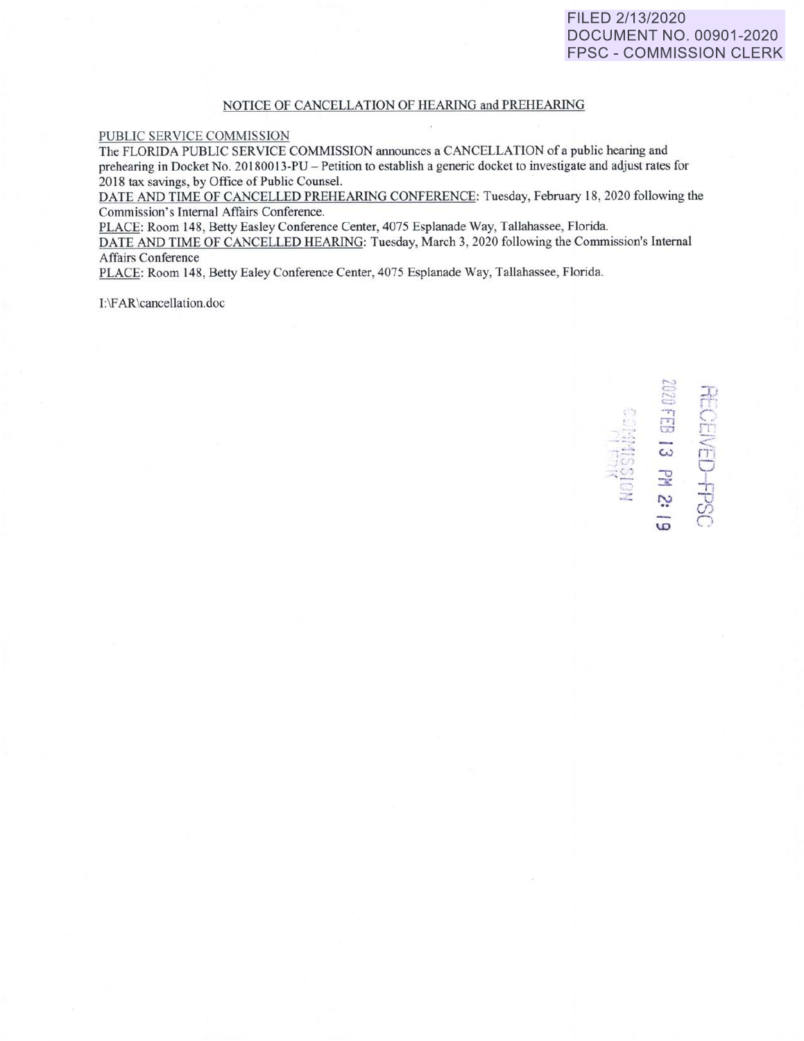FILED 2/13/2020
DOCUMENT NO. 00901-2020
FPSC - COMMISSION CLERK

## NOTICE OF CANCELLATION OF HEARING and PREHEARING

PUBLIC SERVICE COMMISSION

The FLORIDA PUBLIC SERVICE COMMISSION announces a CANCELLATION of a public hearing and prehearing in Docket No. 20180013-PU – Petition to establish a generic docket to investigate and adjust rates for 2018 tax savings, by Office of Public Counsel.

DATE AND TIME OF CANCELLED PREHEARING CONFERENCE: Tuesday, February 18, 2020 following the Commission's Internal Affairs Conference.

PLACE: Room 148, Betty Easley Conference Center, 4075 Esplanade Way, Tallahassee, Florida.

DATE AND TIME OF CANCELLED HEARING: Tuesday, March 3, 2020 following the Commission's Internal Affairs Conference

PLACE: Room 148, Betty Ealey Conference Center, 4075 Esplanade Way, Tallahassee, Florida.

I:\FAR\cancellation.doc

RECEIVED-FPSC
2020 FEB 13 PM 2:19
COMMISSION CLERK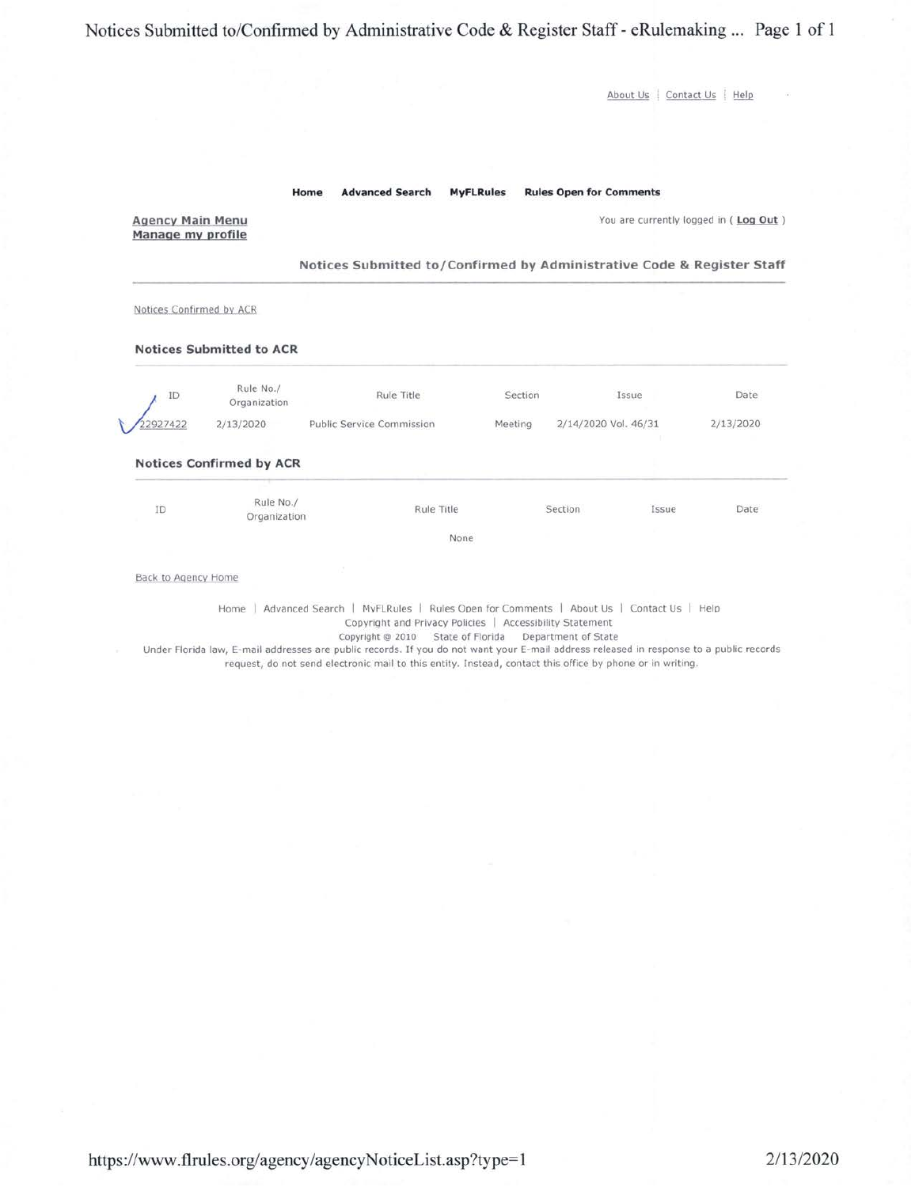About Us | Contact Us | Help

**Home** **Advanced Search** **MyFLRules** **Rules Open for Comments**

**Agency Main Menu**
**Manage my profile**

You are currently logged in ( **Log Out** )

**Notices Submitted to/Confirmed by Administrative Code & Register Staff**

Notices Confirmed by ACR

### Notices Submitted to ACR

| ID | Rule No./ Organization | Rule Title | Section | Issue | Date |
|---|---|---|---|---|---|
| 22927422 | 2/13/2020 | Public Service Commission | Meeting | 2/14/2020 Vol. 46/31 | 2/13/2020 |

### Notices Confirmed by ACR

| ID | Rule No./ Organization | Rule Title | Section | Issue | Date |
|---|---|---|---|---|---|
| | | None | | | |

Back to Agency Home

Home | Advanced Search | MyFLRules | Rules Open for Comments | About Us | Contact Us | Help
Copyright and Privacy Policies | Accessibility Statement
Copyright @ 2010 State of Florida Department of State
Under Florida law, E-mail addresses are public records. If you do not want your E-mail address released in response to a public records request, do not send electronic mail to this entity. Instead, contact this office by phone or in writing.